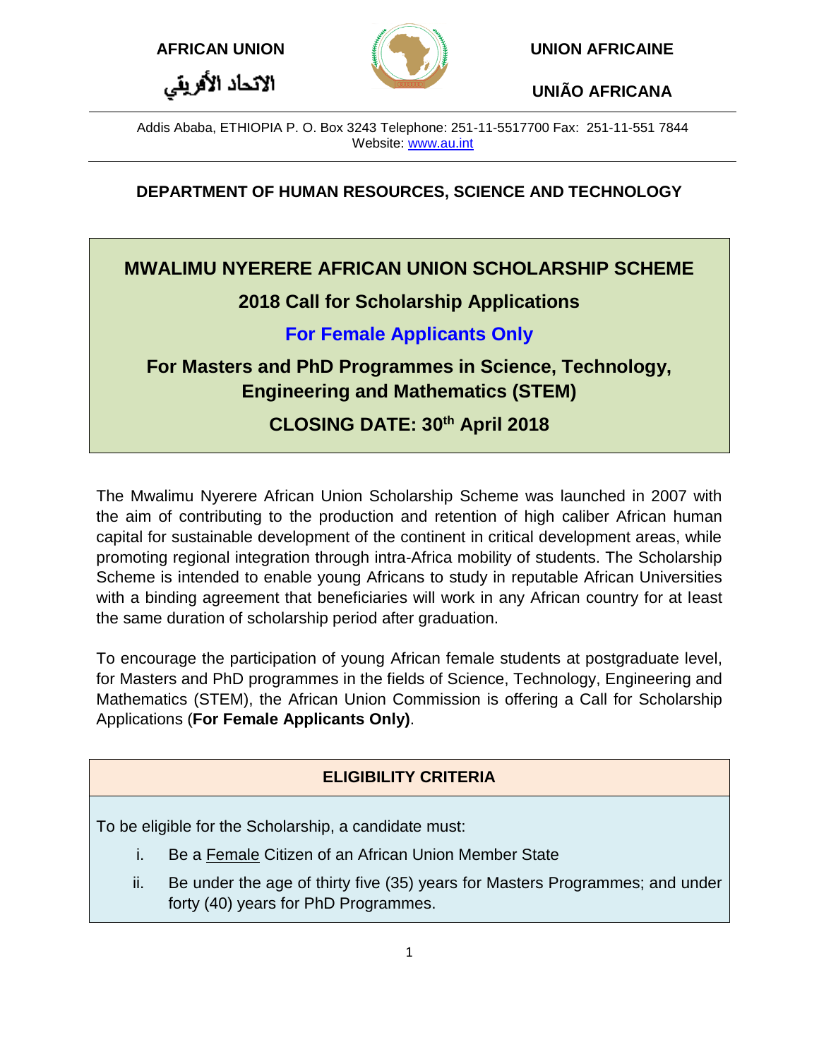AFRICAN UNION

الاتحاد الأفريقي

UNION AFRICAINE

UNIÃO AFRICANA

Addis Ababa, ETHIOPIA P. O. Box 3243 Telephone: 251-11-5517700 Fax: 251-11-551 7844
Website: www.au.int

**DEPARTMENT OF HUMAN RESOURCES, SCIENCE AND TECHNOLOGY**

# MWALIMU NYERERE AFRICAN UNION SCHOLARSHIP SCHEME

## 2018 Call for Scholarship Applications

## For Female Applicants Only

## For Masters and PhD Programmes in Science, Technology, Engineering and Mathematics (STEM)

## CLOSING DATE: 30th April 2018

The Mwalimu Nyerere African Union Scholarship Scheme was launched in 2007 with the aim of contributing to the production and retention of high caliber African human capital for sustainable development of the continent in critical development areas, while promoting regional integration through intra-Africa mobility of students. The Scholarship Scheme is intended to enable young Africans to study in reputable African Universities with a binding agreement that beneficiaries will work in any African country for at least the same duration of scholarship period after graduation.

To encourage the participation of young African female students at postgraduate level, for Masters and PhD programmes in the fields of Science, Technology, Engineering and Mathematics (STEM), the African Union Commission is offering a Call for Scholarship Applications (**For Female Applicants Only)**.

### ELIGIBILITY CRITERIA

To be eligible for the Scholarship, a candidate must:

i. Be a Female Citizen of an African Union Member State
ii. Be under the age of thirty five (35) years for Masters Programmes; and under forty (40) years for PhD Programmes.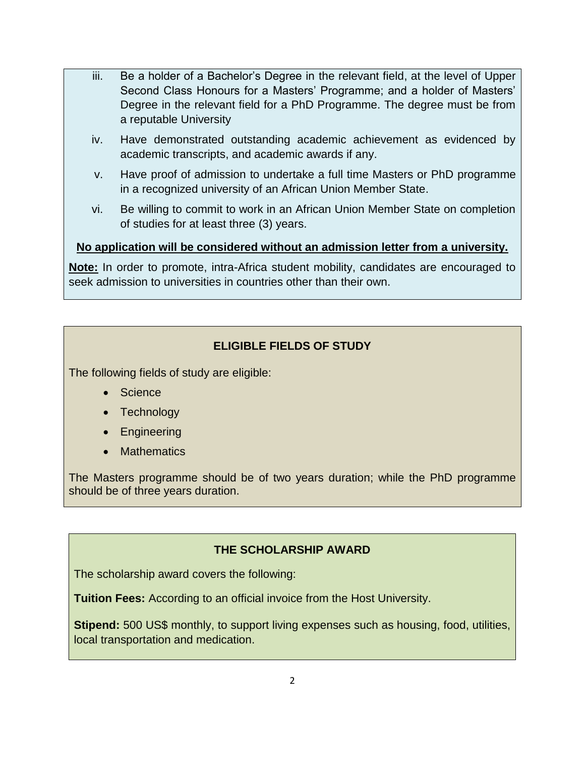iii. Be a holder of a Bachelor's Degree in the relevant field, at the level of Upper Second Class Honours for a Masters' Programme; and a holder of Masters' Degree in the relevant field for a PhD Programme. The degree must be from a reputable University

iv. Have demonstrated outstanding academic achievement as evidenced by academic transcripts, and academic awards if any.

v. Have proof of admission to undertake a full time Masters or PhD programme in a recognized university of an African Union Member State.

vi. Be willing to commit to work in an African Union Member State on completion of studies for at least three (3) years.

**No application will be considered without an admission letter from a university.**

**Note:** In order to promote, intra-Africa student mobility, candidates are encouraged to seek admission to universities in countries other than their own.

## ELIGIBLE FIELDS OF STUDY

The following fields of study are eligible:

- Science
- Technology
- Engineering
- Mathematics

The Masters programme should be of two years duration; while the PhD programme should be of three years duration.

## THE SCHOLARSHIP AWARD

The scholarship award covers the following:

**Tuition Fees:** According to an official invoice from the Host University.

**Stipend:** 500 US$ monthly, to support living expenses such as housing, food, utilities, local transportation and medication.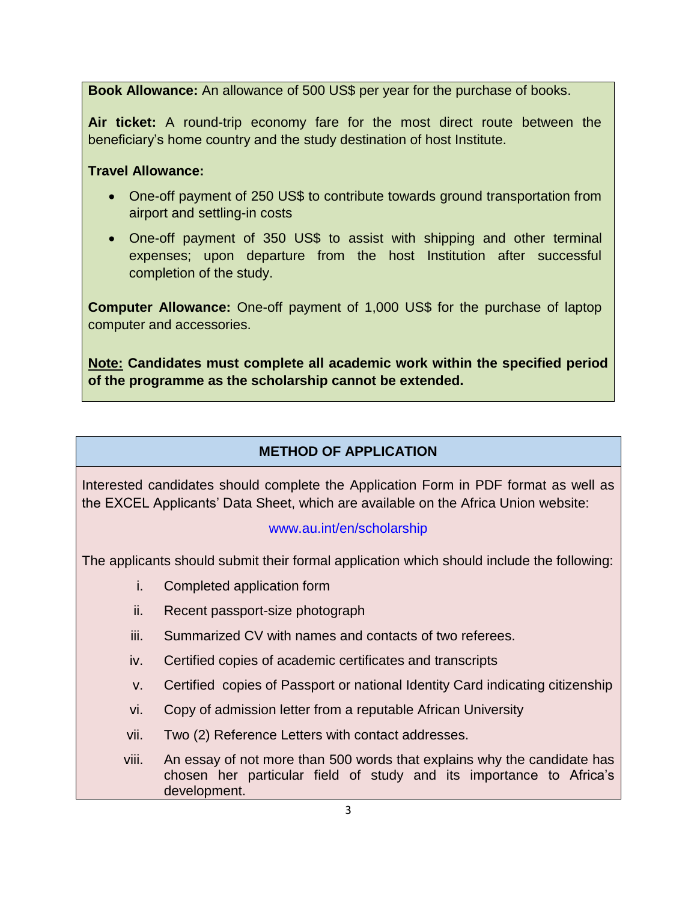**Book Allowance:** An allowance of 500 US$ per year for the purchase of books.

**Air ticket:** A round-trip economy fare for the most direct route between the beneficiary's home country and the study destination of host Institute.

**Travel Allowance:**

- One-off payment of 250 US$ to contribute towards ground transportation from airport and settling-in costs
- One-off payment of 350 US$ to assist with shipping and other terminal expenses; upon departure from the host Institution after successful completion of the study.

**Computer Allowance:** One-off payment of 1,000 US$ for the purchase of laptop computer and accessories.

**<u>Note:</u> Candidates must complete all academic work within the specified period of the programme as the scholarship cannot be extended.**

## METHOD OF APPLICATION

Interested candidates should complete the Application Form in PDF format as well as the EXCEL Applicants' Data Sheet, which are available on the Africa Union website:

www.au.int/en/scholarship

The applicants should submit their formal application which should include the following:

i. Completed application form
ii. Recent passport-size photograph
iii. Summarized CV with names and contacts of two referees.
iv. Certified copies of academic certificates and transcripts
v. Certified copies of Passport or national Identity Card indicating citizenship
vi. Copy of admission letter from a reputable African University
vii. Two (2) Reference Letters with contact addresses.
viii. An essay of not more than 500 words that explains why the candidate has chosen her particular field of study and its importance to Africa's development.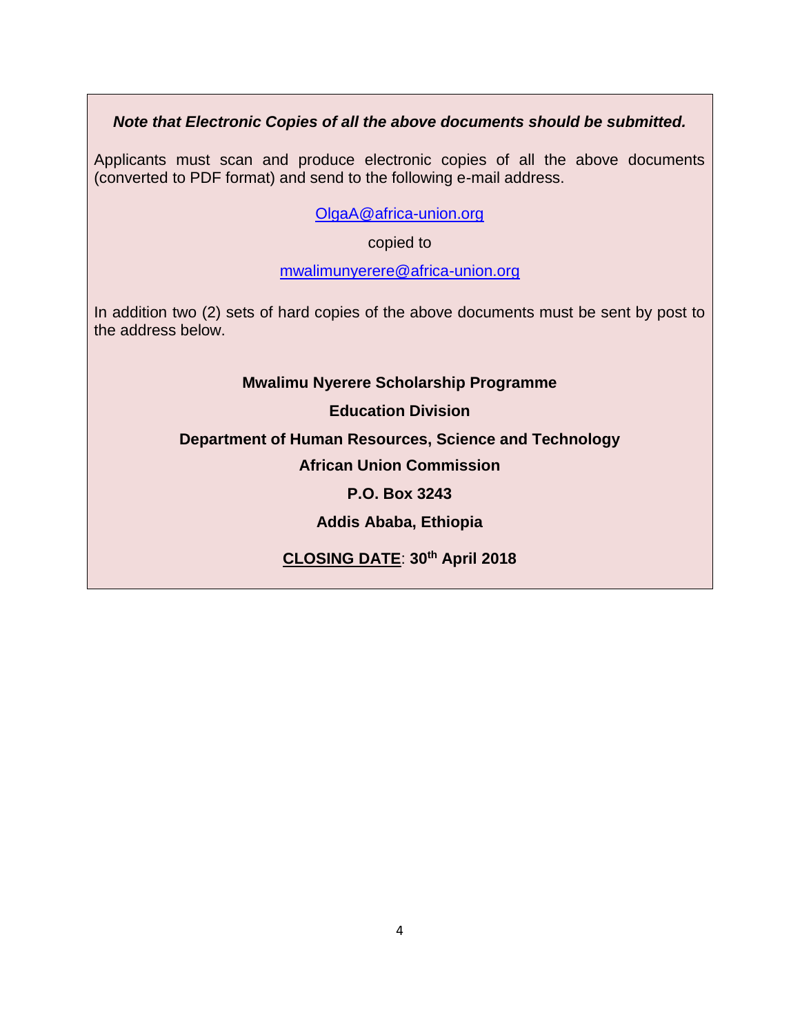***Note that Electronic Copies of all the above documents should be submitted.***

Applicants must scan and produce electronic copies of all the above documents (converted to PDF format) and send to the following e-mail address.

OlgaA@africa-union.org

copied to

mwalimunyerere@africa-union.org

In addition two (2) sets of hard copies of the above documents must be sent by post to the address below.

**Mwalimu Nyerere Scholarship Programme**

**Education Division**

**Department of Human Resources, Science and Technology**

**African Union Commission**

**P.O. Box 3243**

**Addis Ababa, Ethiopia**

**CLOSING DATE: 30th April 2018**